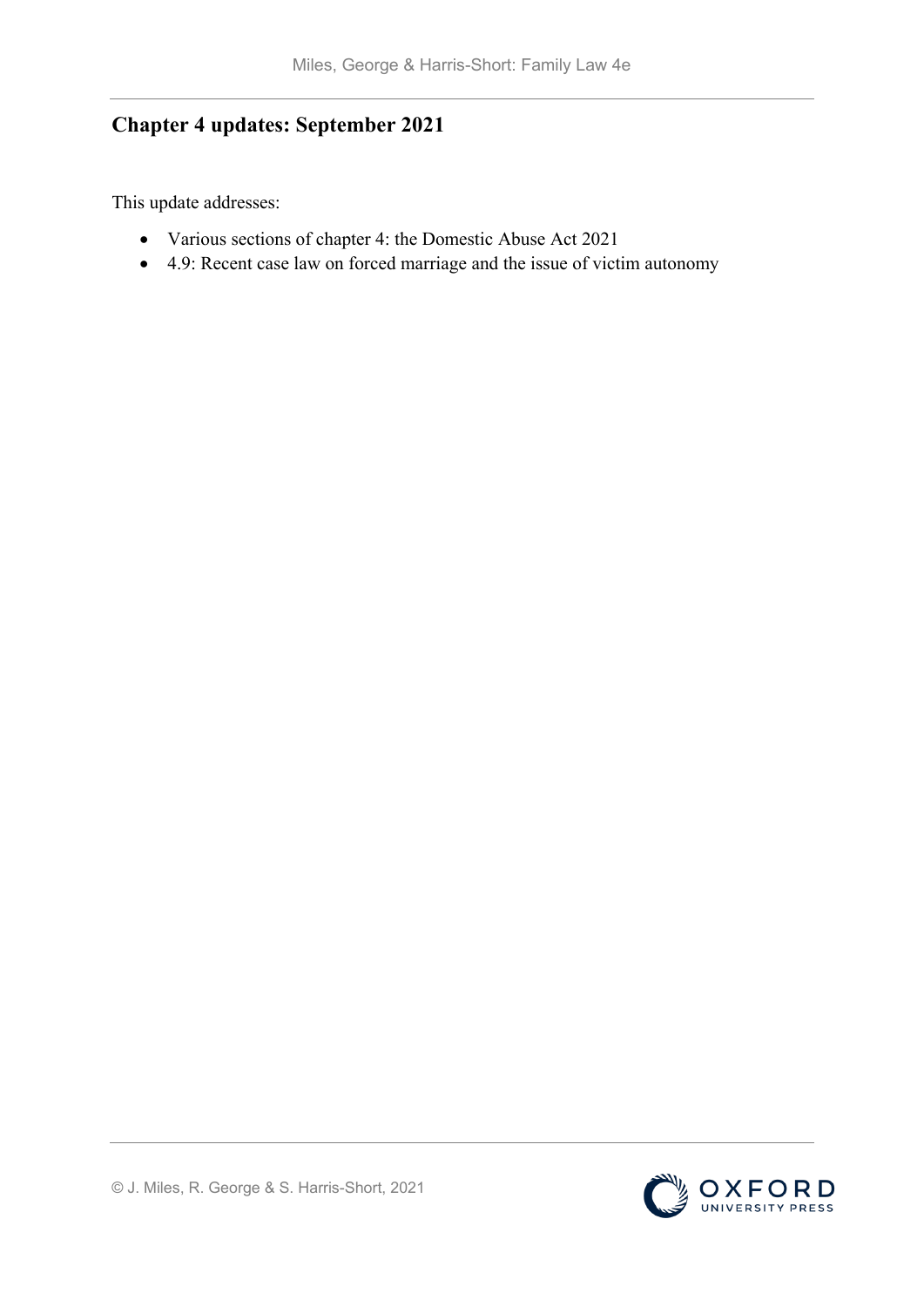## Chapter 4 updates: September 2021

This update addresses:

- Various sections of chapter 4: the Domestic Abuse Act 2021
- 4.9: Recent case law on forced marriage and the issue of victim autonomy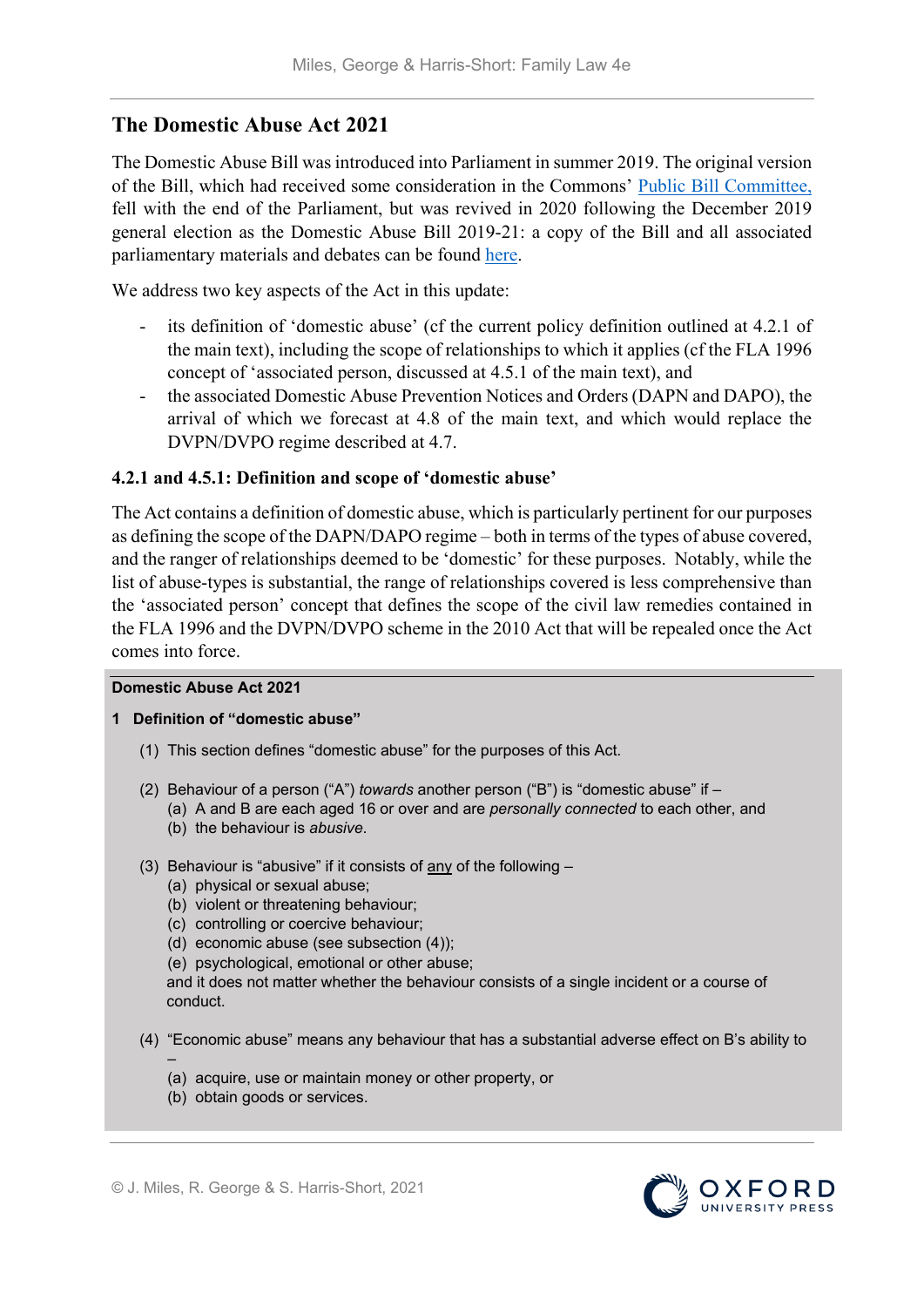## The Domestic Abuse Act 2021

The Domestic Abuse Bill was introduced into Parliament in summer 2019. The original version of the Bill, which had received some consideration in the Commons' [Public Bill Committee,](#) fell with the end of the Parliament, but was revived in 2020 following the December 2019 general election as the Domestic Abuse Bill 2019-21: a copy of the Bill and all associated parliamentary materials and debates can be found [here](#).

We address two key aspects of the Act in this update:

- its definition of 'domestic abuse' (cf the current policy definition outlined at 4.2.1 of the main text), including the scope of relationships to which it applies (cf the FLA 1996 concept of 'associated person, discussed at 4.5.1 of the main text), and
- the associated Domestic Abuse Prevention Notices and Orders (DAPN and DAPO), the arrival of which we forecast at 4.8 of the main text, and which would replace the DVPN/DVPO regime described at 4.7.

### 4.2.1 and 4.5.1: Definition and scope of 'domestic abuse'

The Act contains a definition of domestic abuse, which is particularly pertinent for our purposes as defining the scope of the DAPN/DAPO regime – both in terms of the types of abuse covered, and the ranger of relationships deemed to be 'domestic' for these purposes. Notably, while the list of abuse-types is substantial, the range of relationships covered is less comprehensive than the 'associated person' concept that defines the scope of the civil law remedies contained in the FLA 1996 and the DVPN/DVPO scheme in the 2010 Act that will be repealed once the Act comes into force.

**Domestic Abuse Act 2021**

**1 Definition of "domestic abuse"**

(1) This section defines "domestic abuse" for the purposes of this Act.

(2) Behaviour of a person ("A") *towards* another person ("B") is "domestic abuse" if –
  (a) A and B are each aged 16 or over and are *personally connected* to each other, and
  (b) the behaviour is *abusive*.

(3) Behaviour is "abusive" if it consists of any of the following –
  (a) physical or sexual abuse;
  (b) violent or threatening behaviour;
  (c) controlling or coercive behaviour;
  (d) economic abuse (see subsection (4));
  (e) psychological, emotional or other abuse;
  and it does not matter whether the behaviour consists of a single incident or a course of conduct.

(4) "Economic abuse" means any behaviour that has a substantial adverse effect on B's ability to –
  (a) acquire, use or maintain money or other property, or
  (b) obtain goods or services.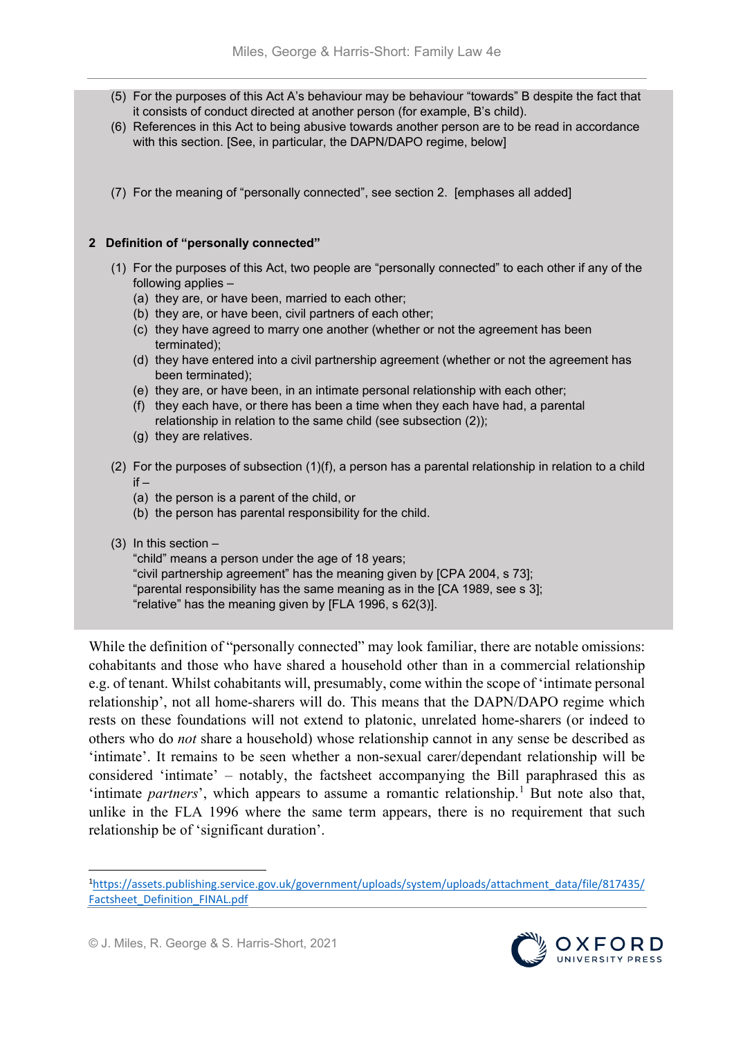(5) For the purposes of this Act A's behaviour may be behaviour "towards" B despite the fact that it consists of conduct directed at another person (for example, B's child).

(6) References in this Act to being abusive towards another person are to be read in accordance with this section. [See, in particular, the DAPN/DAPO regime, below]

(7) For the meaning of "personally connected", see section 2. [emphases all added]

**2 Definition of "personally connected"**

(1) For the purposes of this Act, two people are "personally connected" to each other if any of the following applies –
   - (a) they are, or have been, married to each other;
   - (b) they are, or have been, civil partners of each other;
   - (c) they have agreed to marry one another (whether or not the agreement has been terminated);
   - (d) they have entered into a civil partnership agreement (whether or not the agreement has been terminated);
   - (e) they are, or have been, in an intimate personal relationship with each other;
   - (f) they each have, or there has been a time when they each have had, a parental relationship in relation to the same child (see subsection (2));
   - (g) they are relatives.

(2) For the purposes of subsection (1)(f), a person has a parental relationship in relation to a child if –
   - (a) the person is a parent of the child, or
   - (b) the person has parental responsibility for the child.

(3) In this section –
"child" means a person under the age of 18 years;
"civil partnership agreement" has the meaning given by [CPA 2004, s 73];
"parental responsibility has the same meaning as in the [CA 1989, see s 3];
"relative" has the meaning given by [FLA 1996, s 62(3)].

While the definition of "personally connected" may look familiar, there are notable omissions: cohabitants and those who have shared a household other than in a commercial relationship e.g. of tenant. Whilst cohabitants will, presumably, come within the scope of 'intimate personal relationship', not all home-sharers will do. This means that the DAPN/DAPO regime which rests on these foundations will not extend to platonic, unrelated home-sharers (or indeed to others who do *not* share a household) whose relationship cannot in any sense be described as 'intimate'. It remains to be seen whether a non-sexual carer/dependant relationship will be considered 'intimate' – notably, the factsheet accompanying the Bill paraphrased this as 'intimate *partners*', which appears to assume a romantic relationship.[1] But note also that, unlike in the FLA 1996 where the same term appears, there is no requirement that such relationship be of 'significant duration'.

[1] https://assets.publishing.service.gov.uk/government/uploads/system/uploads/attachment_data/file/817435/Factsheet_Definition_FINAL.pdf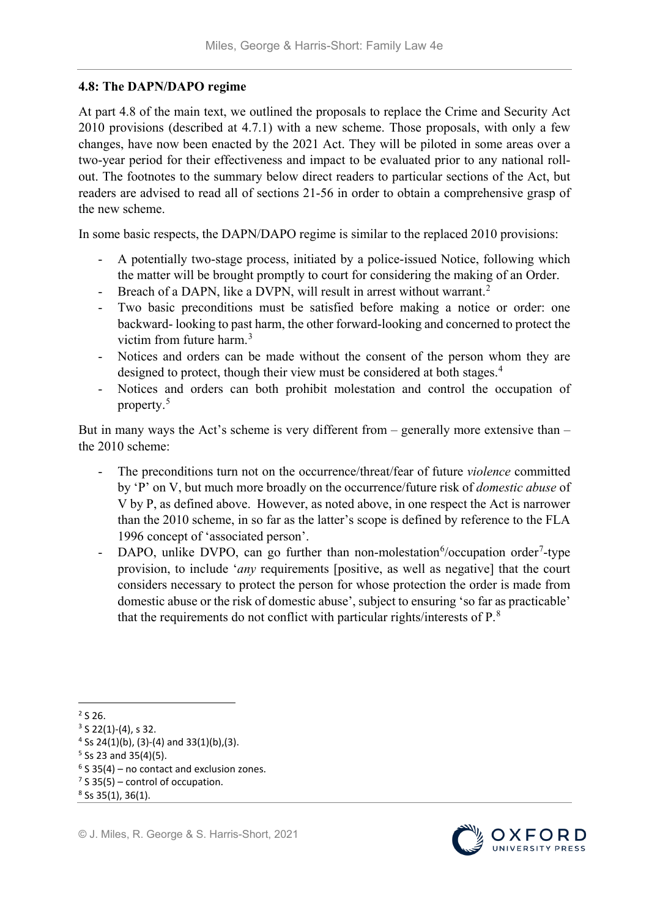### 4.8: The DAPN/DAPO regime

At part 4.8 of the main text, we outlined the proposals to replace the Crime and Security Act 2010 provisions (described at 4.7.1) with a new scheme. Those proposals, with only a few changes, have now been enacted by the 2021 Act. They will be piloted in some areas over a two-year period for their effectiveness and impact to be evaluated prior to any national roll-out. The footnotes to the summary below direct readers to particular sections of the Act, but readers are advised to read all of sections 21-56 in order to obtain a comprehensive grasp of the new scheme.

In some basic respects, the DAPN/DAPO regime is similar to the replaced 2010 provisions:

- A potentially two-stage process, initiated by a police-issued Notice, following which the matter will be brought promptly to court for considering the making of an Order.
- Breach of a DAPN, like a DVPN, will result in arrest without warrant.[2]
- Two basic preconditions must be satisfied before making a notice or order: one backward- looking to past harm, the other forward-looking and concerned to protect the victim from future harm.[3]
- Notices and orders can be made without the consent of the person whom they are designed to protect, though their view must be considered at both stages.[4]
- Notices and orders can both prohibit molestation and control the occupation of property.[5]

But in many ways the Act's scheme is very different from – generally more extensive than – the 2010 scheme:

- The preconditions turn not on the occurrence/threat/fear of future *violence* committed by 'P' on V, but much more broadly on the occurrence/future risk of *domestic abuse* of V by P, as defined above. However, as noted above, in one respect the Act is narrower than the 2010 scheme, in so far as the latter's scope is defined by reference to the FLA 1996 concept of 'associated person'.
- DAPO, unlike DVPO, can go further than non-molestation[6]/occupation order[7]-type provision, to include '*any* requirements [positive, as well as negative] that the court considers necessary to protect the person for whose protection the order is made from domestic abuse or the risk of domestic abuse', subject to ensuring 'so far as practicable' that the requirements do not conflict with particular rights/interests of P.[8]

---

[2] S 26.
[3] S 22(1)-(4), s 32.
[4] Ss 24(1)(b), (3)-(4) and 33(1)(b),(3).
[5] Ss 23 and 35(4)(5).
[6] S 35(4) – no contact and exclusion zones.
[7] S 35(5) – control of occupation.
[8] Ss 35(1), 36(1).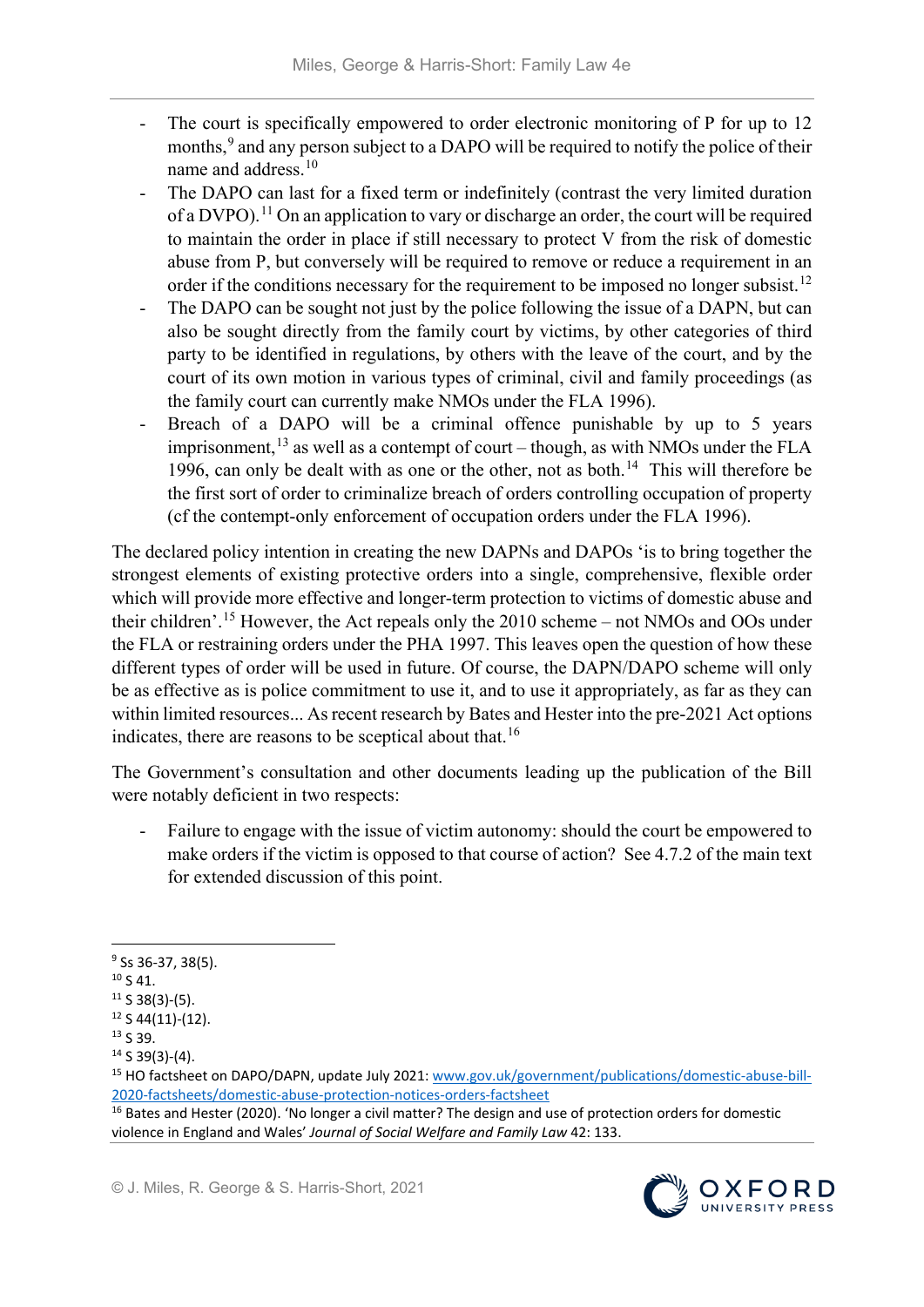- The court is specifically empowered to order electronic monitoring of P for up to 12 months,[9] and any person subject to a DAPO will be required to notify the police of their name and address.[10]
- The DAPO can last for a fixed term or indefinitely (contrast the very limited duration of a DVPO).[11] On an application to vary or discharge an order, the court will be required to maintain the order in place if still necessary to protect V from the risk of domestic abuse from P, but conversely will be required to remove or reduce a requirement in an order if the conditions necessary for the requirement to be imposed no longer subsist.[12]
- The DAPO can be sought not just by the police following the issue of a DAPN, but can also be sought directly from the family court by victims, by other categories of third party to be identified in regulations, by others with the leave of the court, and by the court of its own motion in various types of criminal, civil and family proceedings (as the family court can currently make NMOs under the FLA 1996).
- Breach of a DAPO will be a criminal offence punishable by up to 5 years imprisonment,[13] as well as a contempt of court – though, as with NMOs under the FLA 1996, can only be dealt with as one or the other, not as both.[14] This will therefore be the first sort of order to criminalize breach of orders controlling occupation of property (cf the contempt-only enforcement of occupation orders under the FLA 1996).

The declared policy intention in creating the new DAPNs and DAPOs 'is to bring together the strongest elements of existing protective orders into a single, comprehensive, flexible order which will provide more effective and longer-term protection to victims of domestic abuse and their children'.[15] However, the Act repeals only the 2010 scheme – not NMOs and OOs under the FLA or restraining orders under the PHA 1997. This leaves open the question of how these different types of order will be used in future. Of course, the DAPN/DAPO scheme will only be as effective as is police commitment to use it, and to use it appropriately, as far as they can within limited resources... As recent research by Bates and Hester into the pre-2021 Act options indicates, there are reasons to be sceptical about that.[16]

The Government's consultation and other documents leading up the publication of the Bill were notably deficient in two respects:

- Failure to engage with the issue of victim autonomy: should the court be empowered to make orders if the victim is opposed to that course of action? See 4.7.2 of the main text for extended discussion of this point.

---

[9] Ss 36-37, 38(5).

[10] S 41.

[11] S 38(3)-(5).

[12] S 44(11)-(12).

[13] S 39.

[14] S 39(3)-(4).

[15] HO factsheet on DAPO/DAPN, update July 2021: www.gov.uk/government/publications/domestic-abuse-bill-2020-factsheets/domestic-abuse-protection-notices-orders-factsheet

[16] Bates and Hester (2020). 'No longer a civil matter? The design and use of protection orders for domestic violence in England and Wales' *Journal of Social Welfare and Family Law* 42: 133.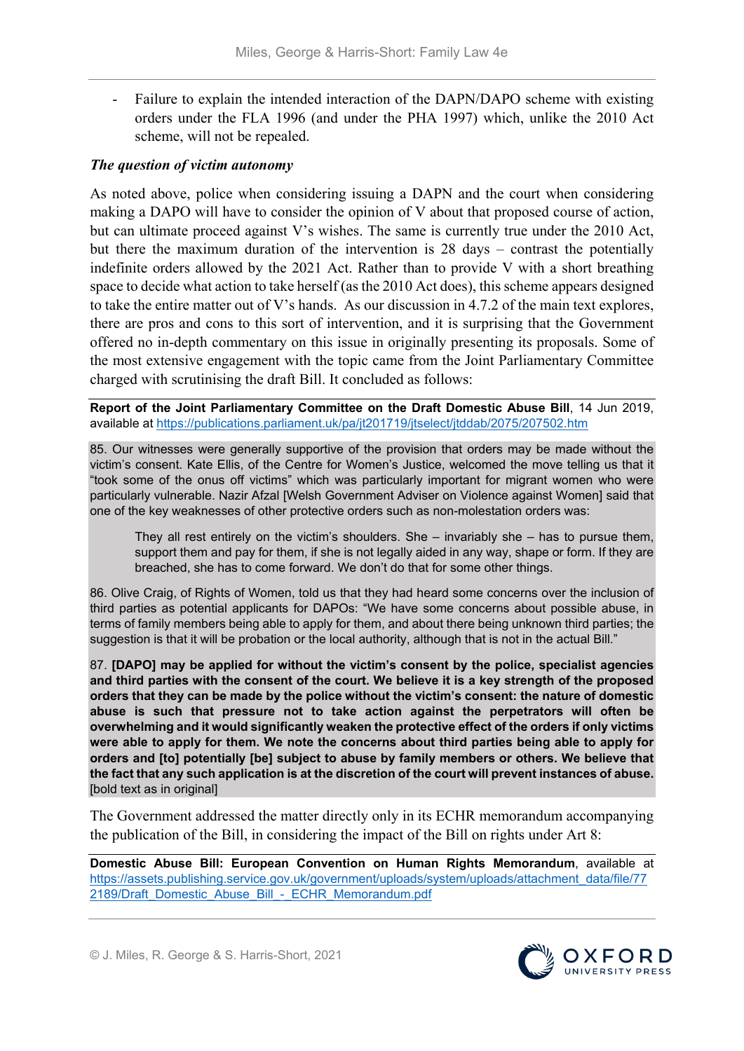- Failure to explain the intended interaction of the DAPN/DAPO scheme with existing orders under the FLA 1996 (and under the PHA 1997) which, unlike the 2010 Act scheme, will not be repealed.

### *The question of victim autonomy*

As noted above, police when considering issuing a DAPN and the court when considering making a DAPO will have to consider the opinion of V about that proposed course of action, but can ultimate proceed against V's wishes. The same is currently true under the 2010 Act, but there the maximum duration of the intervention is 28 days – contrast the potentially indefinite orders allowed by the 2021 Act. Rather than to provide V with a short breathing space to decide what action to take herself (as the 2010 Act does), this scheme appears designed to take the entire matter out of V's hands. As our discussion in 4.7.2 of the main text explores, there are pros and cons to this sort of intervention, and it is surprising that the Government offered no in-depth commentary on this issue in originally presenting its proposals. Some of the most extensive engagement with the topic came from the Joint Parliamentary Committee charged with scrutinising the draft Bill. It concluded as follows:

**Report of the Joint Parliamentary Committee on the Draft Domestic Abuse Bill**, 14 Jun 2019, available at https://publications.parliament.uk/pa/jt201719/jtselect/jtddab/2075/207502.htm

> 85. Our witnesses were generally supportive of the provision that orders may be made without the victim's consent. Kate Ellis, of the Centre for Women's Justice, welcomed the move telling us that it "took some of the onus off victims" which was particularly important for migrant women who were particularly vulnerable. Nazir Afzal [Welsh Government Adviser on Violence against Women] said that one of the key weaknesses of other protective orders such as non-molestation orders was:
>
>> They all rest entirely on the victim's shoulders. She – invariably she – has to pursue them, support them and pay for them, if she is not legally aided in any way, shape or form. If they are breached, she has to come forward. We don't do that for some other things.
>
> 86. Olive Craig, of Rights of Women, told us that they had heard some concerns over the inclusion of third parties as potential applicants for DAPOs: "We have some concerns about possible abuse, in terms of family members being able to apply for them, and about there being unknown third parties; the suggestion is that it will be probation or the local authority, although that is not in the actual Bill."
>
> 87. **[DAPO] may be applied for without the victim's consent by the police, specialist agencies and third parties with the consent of the court. We believe it is a key strength of the proposed orders that they can be made by the police without the victim's consent: the nature of domestic abuse is such that pressure not to take action against the perpetrators will often be overwhelming and it would significantly weaken the protective effect of the orders if only victims were able to apply for them. We note the concerns about third parties being able to apply for orders and [to] potentially [be] subject to abuse by family members or others. We believe that the fact that any such application is at the discretion of the court will prevent instances of abuse.** [bold text as in original]

The Government addressed the matter directly only in its ECHR memorandum accompanying the publication of the Bill, in considering the impact of the Bill on rights under Art 8:

**Domestic Abuse Bill: European Convention on Human Rights Memorandum**, available at https://assets.publishing.service.gov.uk/government/uploads/system/uploads/attachment_data/file/772189/Draft_Domestic_Abuse_Bill_-_ECHR_Memorandum.pdf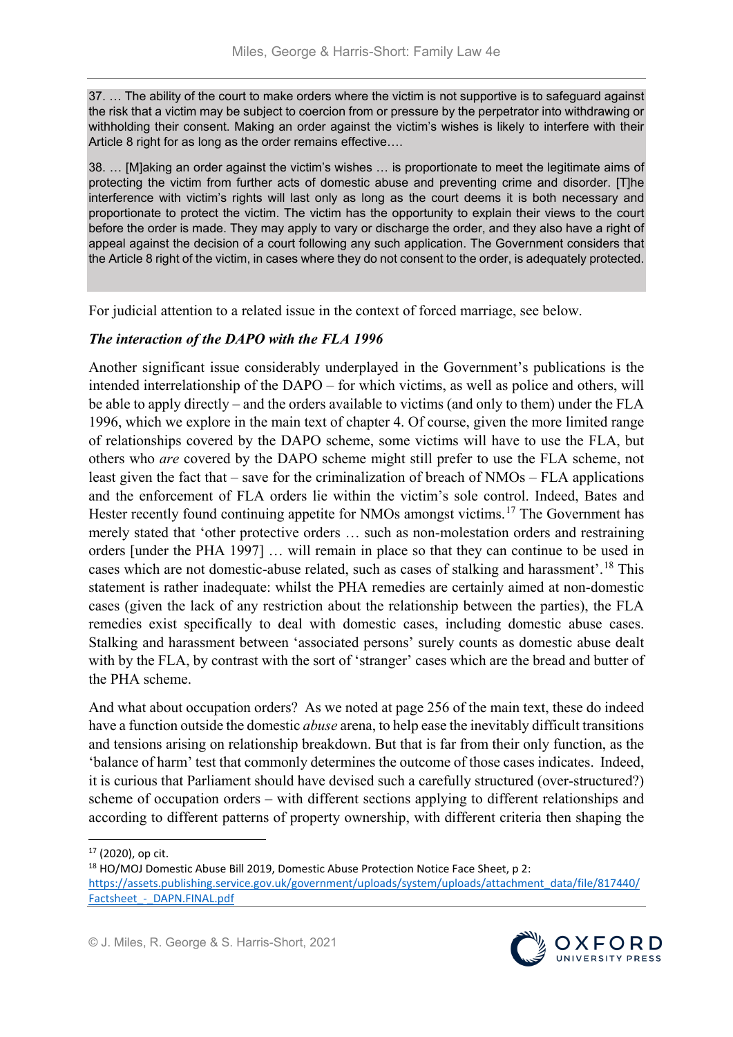> 37. … The ability of the court to make orders where the victim is not supportive is to safeguard against the risk that a victim may be subject to coercion from or pressure by the perpetrator into withdrawing or withholding their consent. Making an order against the victim's wishes is likely to interfere with their Article 8 right for as long as the order remains effective….
>
> 38. … [M]aking an order against the victim's wishes … is proportionate to meet the legitimate aims of protecting the victim from further acts of domestic abuse and preventing crime and disorder. [T]he interference with victim's rights will last only as long as the court deems it is both necessary and proportionate to protect the victim. The victim has the opportunity to explain their views to the court before the order is made. They may apply to vary or discharge the order, and they also have a right of appeal against the decision of a court following any such application. The Government considers that the Article 8 right of the victim, in cases where they do not consent to the order, is adequately protected.

For judicial attention to a related issue in the context of forced marriage, see below.

### *The interaction of the DAPO with the FLA 1996*

Another significant issue considerably underplayed in the Government's publications is the intended interrelationship of the DAPO – for which victims, as well as police and others, will be able to apply directly – and the orders available to victims (and only to them) under the FLA 1996, which we explore in the main text of chapter 4. Of course, given the more limited range of relationships covered by the DAPO scheme, some victims will have to use the FLA, but others who *are* covered by the DAPO scheme might still prefer to use the FLA scheme, not least given the fact that – save for the criminalization of breach of NMOs – FLA applications and the enforcement of FLA orders lie within the victim's sole control. Indeed, Bates and Hester recently found continuing appetite for NMOs amongst victims.[17] The Government has merely stated that 'other protective orders … such as non-molestation orders and restraining orders [under the PHA 1997] … will remain in place so that they can continue to be used in cases which are not domestic-abuse related, such as cases of stalking and harassment'.[18] This statement is rather inadequate: whilst the PHA remedies are certainly aimed at non-domestic cases (given the lack of any restriction about the relationship between the parties), the FLA remedies exist specifically to deal with domestic cases, including domestic abuse cases. Stalking and harassment between 'associated persons' surely counts as domestic abuse dealt with by the FLA, by contrast with the sort of 'stranger' cases which are the bread and butter of the PHA scheme.

And what about occupation orders? As we noted at page 256 of the main text, these do indeed have a function outside the domestic *abuse* arena, to help ease the inevitably difficult transitions and tensions arising on relationship breakdown. But that is far from their only function, as the 'balance of harm' test that commonly determines the outcome of those cases indicates. Indeed, it is curious that Parliament should have devised such a carefully structured (over-structured?) scheme of occupation orders – with different sections applying to different relationships and according to different patterns of property ownership, with different criteria then shaping the

---

[17] (2020), op cit.

[18] HO/MOJ Domestic Abuse Bill 2019, Domestic Abuse Protection Notice Face Sheet, p 2: https://assets.publishing.service.gov.uk/government/uploads/system/uploads/attachment_data/file/817440/Factsheet_-_DAPN.FINAL.pdf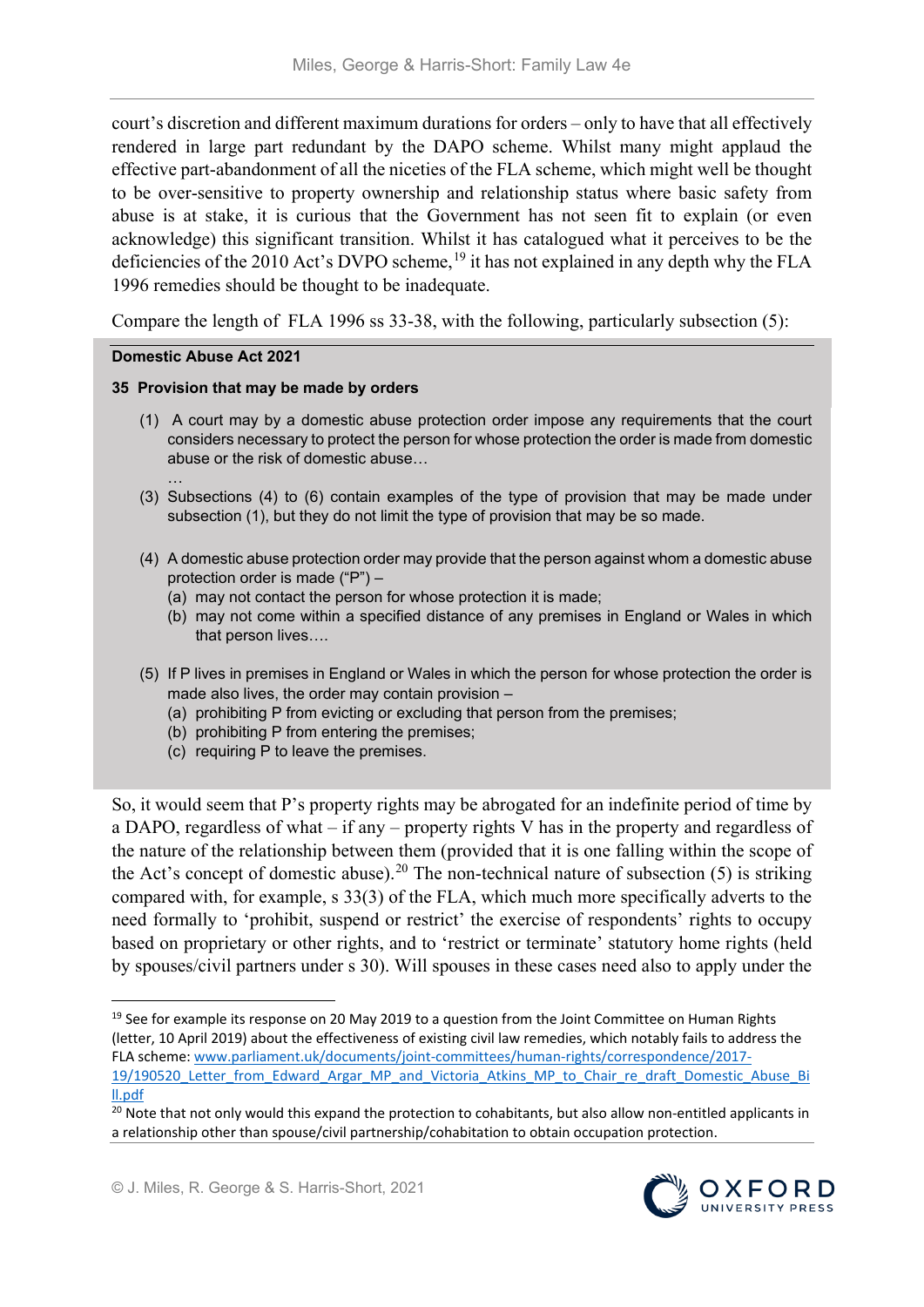court's discretion and different maximum durations for orders – only to have that all effectively rendered in large part redundant by the DAPO scheme. Whilst many might applaud the effective part-abandonment of all the niceties of the FLA scheme, which might well be thought to be over-sensitive to property ownership and relationship status where basic safety from abuse is at stake, it is curious that the Government has not seen fit to explain (or even acknowledge) this significant transition. Whilst it has catalogued what it perceives to be the deficiencies of the 2010 Act's DVPO scheme,[19] it has not explained in any depth why the FLA 1996 remedies should be thought to be inadequate.

Compare the length of FLA 1996 ss 33-38, with the following, particularly subsection (5):

> **Domestic Abuse Act 2021**
>
> **35 Provision that may be made by orders**
>
> (1) A court may by a domestic abuse protection order impose any requirements that the court considers necessary to protect the person for whose protection the order is made from domestic abuse or the risk of domestic abuse…
>
> …
>
> (3) Subsections (4) to (6) contain examples of the type of provision that may be made under subsection (1), but they do not limit the type of provision that may be so made.
>
> (4) A domestic abuse protection order may provide that the person against whom a domestic abuse protection order is made ("P") –
> (a) may not contact the person for whose protection it is made;
> (b) may not come within a specified distance of any premises in England or Wales in which that person lives….
>
> (5) If P lives in premises in England or Wales in which the person for whose protection the order is made also lives, the order may contain provision –
> (a) prohibiting P from evicting or excluding that person from the premises;
> (b) prohibiting P from entering the premises;
> (c) requiring P to leave the premises.

So, it would seem that P's property rights may be abrogated for an indefinite period of time by a DAPO, regardless of what – if any – property rights V has in the property and regardless of the nature of the relationship between them (provided that it is one falling within the scope of the Act's concept of domestic abuse).[20] The non-technical nature of subsection (5) is striking compared with, for example, s 33(3) of the FLA, which much more specifically adverts to the need formally to 'prohibit, suspend or restrict' the exercise of respondents' rights to occupy based on proprietary or other rights, and to 'restrict or terminate' statutory home rights (held by spouses/civil partners under s 30). Will spouses in these cases need also to apply under the

---

[19] See for example its response on 20 May 2019 to a question from the Joint Committee on Human Rights (letter, 10 April 2019) about the effectiveness of existing civil law remedies, which notably fails to address the FLA scheme: www.parliament.uk/documents/joint-committees/human-rights/correspondence/2017-19/190520_Letter_from_Edward_Argar_MP_and_Victoria_Atkins_MP_to_Chair_re_draft_Domestic_Abuse_Bill.pdf

[20] Note that not only would this expand the protection to cohabitants, but also allow non-entitled applicants in a relationship other than spouse/civil partnership/cohabitation to obtain occupation protection.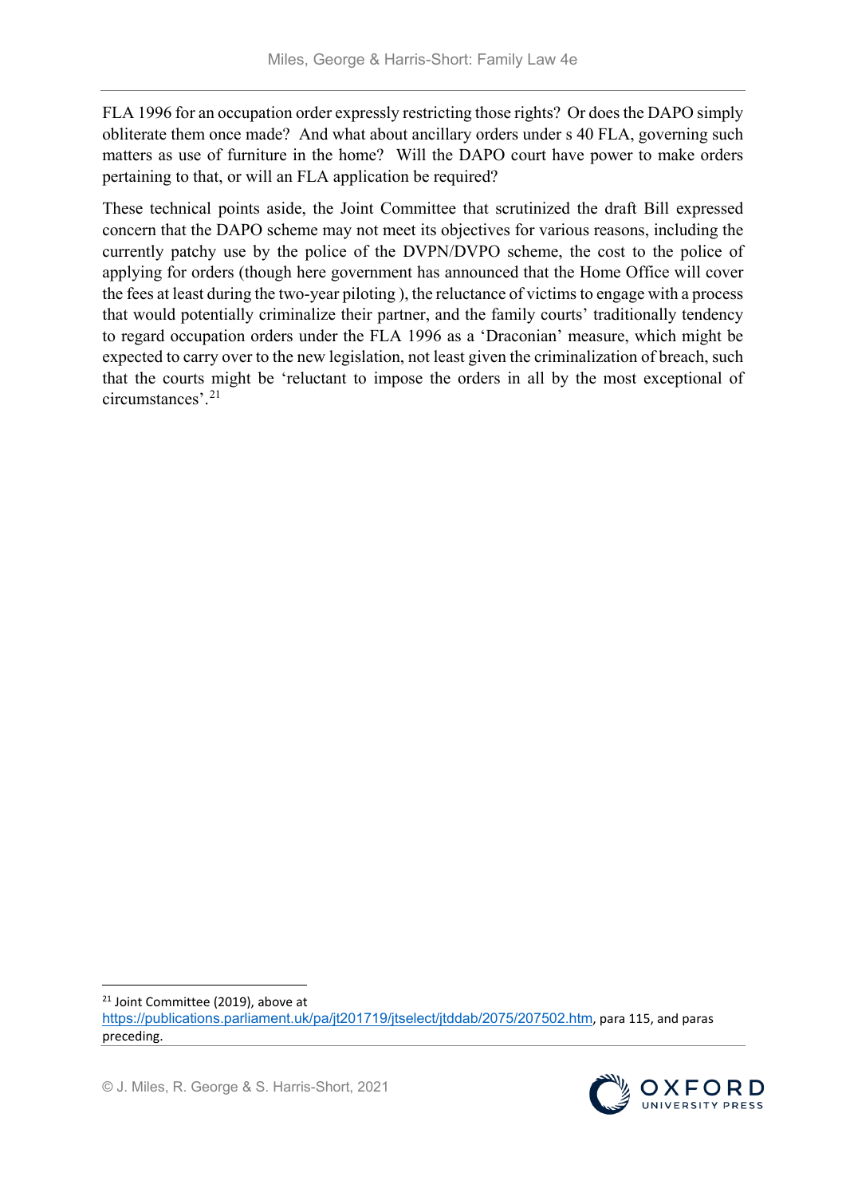FLA 1996 for an occupation order expressly restricting those rights? Or does the DAPO simply obliterate them once made? And what about ancillary orders under s 40 FLA, governing such matters as use of furniture in the home? Will the DAPO court have power to make orders pertaining to that, or will an FLA application be required?

These technical points aside, the Joint Committee that scrutinized the draft Bill expressed concern that the DAPO scheme may not meet its objectives for various reasons, including the currently patchy use by the police of the DVPN/DVPO scheme, the cost to the police of applying for orders (though here government has announced that the Home Office will cover the fees at least during the two-year piloting ), the reluctance of victims to engage with a process that would potentially criminalize their partner, and the family courts' traditionally tendency to regard occupation orders under the FLA 1996 as a 'Draconian' measure, which might be expected to carry over to the new legislation, not least given the criminalization of breach, such that the courts might be 'reluctant to impose the orders in all by the most exceptional of circumstances'.[21]

---

[21] Joint Committee (2019), above at https://publications.parliament.uk/pa/jt201719/jtselect/jtddab/2075/207502.htm, para 115, and paras preceding.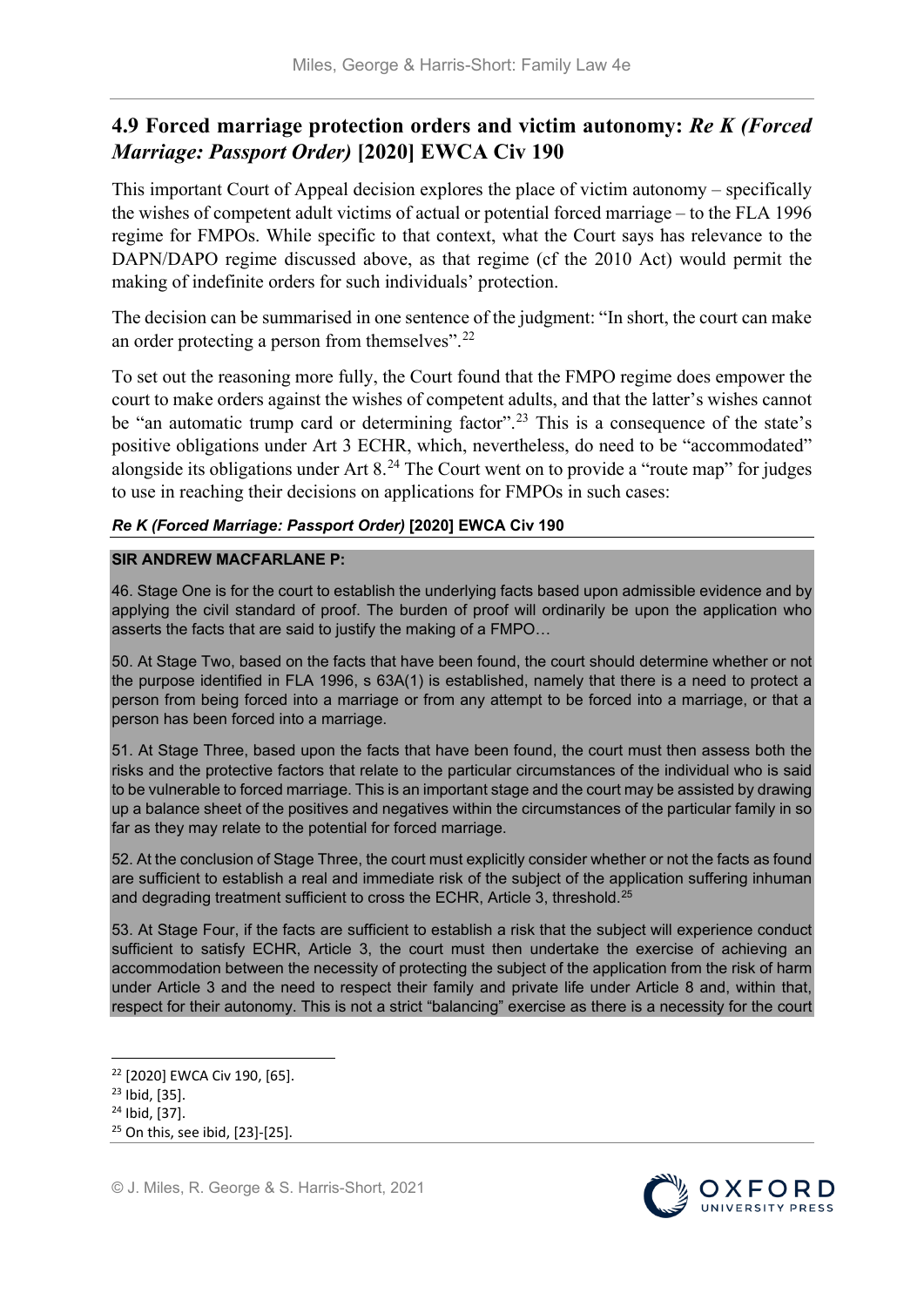## 4.9 Forced marriage protection orders and victim autonomy: *Re K (Forced Marriage: Passport Order)* [2020] EWCA Civ 190

This important Court of Appeal decision explores the place of victim autonomy – specifically the wishes of competent adult victims of actual or potential forced marriage – to the FLA 1996 regime for FMPOs. While specific to that context, what the Court says has relevance to the DAPN/DAPO regime discussed above, as that regime (cf the 2010 Act) would permit the making of indefinite orders for such individuals' protection.

The decision can be summarised in one sentence of the judgment: "In short, the court can make an order protecting a person from themselves".[22]

To set out the reasoning more fully, the Court found that the FMPO regime does empower the court to make orders against the wishes of competent adults, and that the latter's wishes cannot be "an automatic trump card or determining factor".[23] This is a consequence of the state's positive obligations under Art 3 ECHR, which, nevertheless, do need to be "accommodated" alongside its obligations under Art 8.[24] The Court went on to provide a "route map" for judges to use in reaching their decisions on applications for FMPOs in such cases:

***Re K (Forced Marriage: Passport Order)* [2020] EWCA Civ 190**

**SIR ANDREW MACFARLANE P:**

46. Stage One is for the court to establish the underlying facts based upon admissible evidence and by applying the civil standard of proof. The burden of proof will ordinarily be upon the application who asserts the facts that are said to justify the making of a FMPO…

50. At Stage Two, based on the facts that have been found, the court should determine whether or not the purpose identified in FLA 1996, s 63A(1) is established, namely that there is a need to protect a person from being forced into a marriage or from any attempt to be forced into a marriage, or that a person has been forced into a marriage.

51. At Stage Three, based upon the facts that have been found, the court must then assess both the risks and the protective factors that relate to the particular circumstances of the individual who is said to be vulnerable to forced marriage. This is an important stage and the court may be assisted by drawing up a balance sheet of the positives and negatives within the circumstances of the particular family in so far as they may relate to the potential for forced marriage.

52. At the conclusion of Stage Three, the court must explicitly consider whether or not the facts as found are sufficient to establish a real and immediate risk of the subject of the application suffering inhuman and degrading treatment sufficient to cross the ECHR, Article 3, threshold.[25]

53. At Stage Four, if the facts are sufficient to establish a risk that the subject will experience conduct sufficient to satisfy ECHR, Article 3, the court must then undertake the exercise of achieving an accommodation between the necessity of protecting the subject of the application from the risk of harm under Article 3 and the need to respect their family and private life under Article 8 and, within that, respect for their autonomy. This is not a strict "balancing" exercise as there is a necessity for the court

---

[22] [2020] EWCA Civ 190, [65].

[23] Ibid, [35].

[24] Ibid, [37].

[25] On this, see ibid, [23]-[25].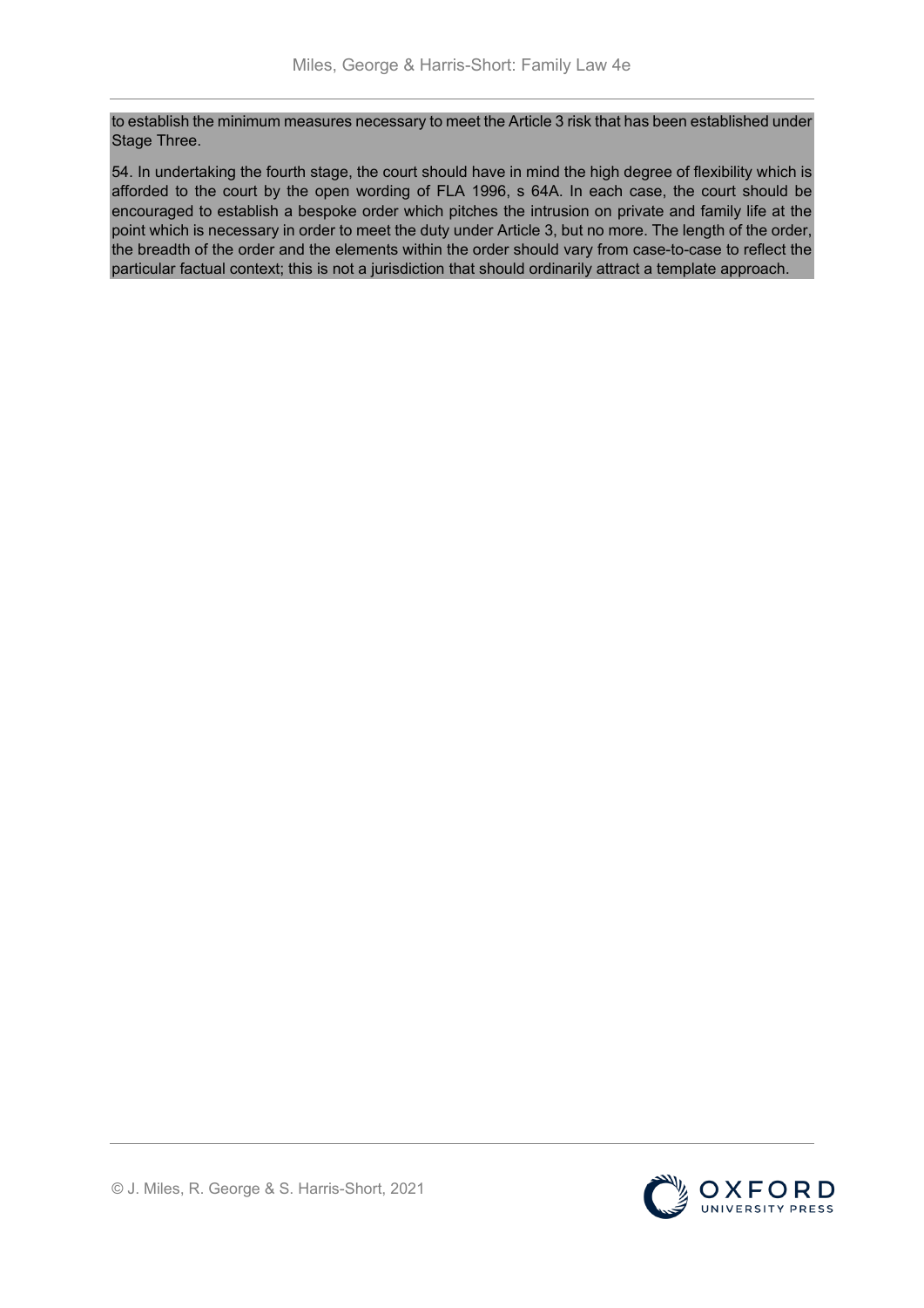to establish the minimum measures necessary to meet the Article 3 risk that has been established under Stage Three.

54. In undertaking the fourth stage, the court should have in mind the high degree of flexibility which is afforded to the court by the open wording of FLA 1996, s 64A. In each case, the court should be encouraged to establish a bespoke order which pitches the intrusion on private and family life at the point which is necessary in order to meet the duty under Article 3, but no more. The length of the order, the breadth of the order and the elements within the order should vary from case-to-case to reflect the particular factual context; this is not a jurisdiction that should ordinarily attract a template approach.